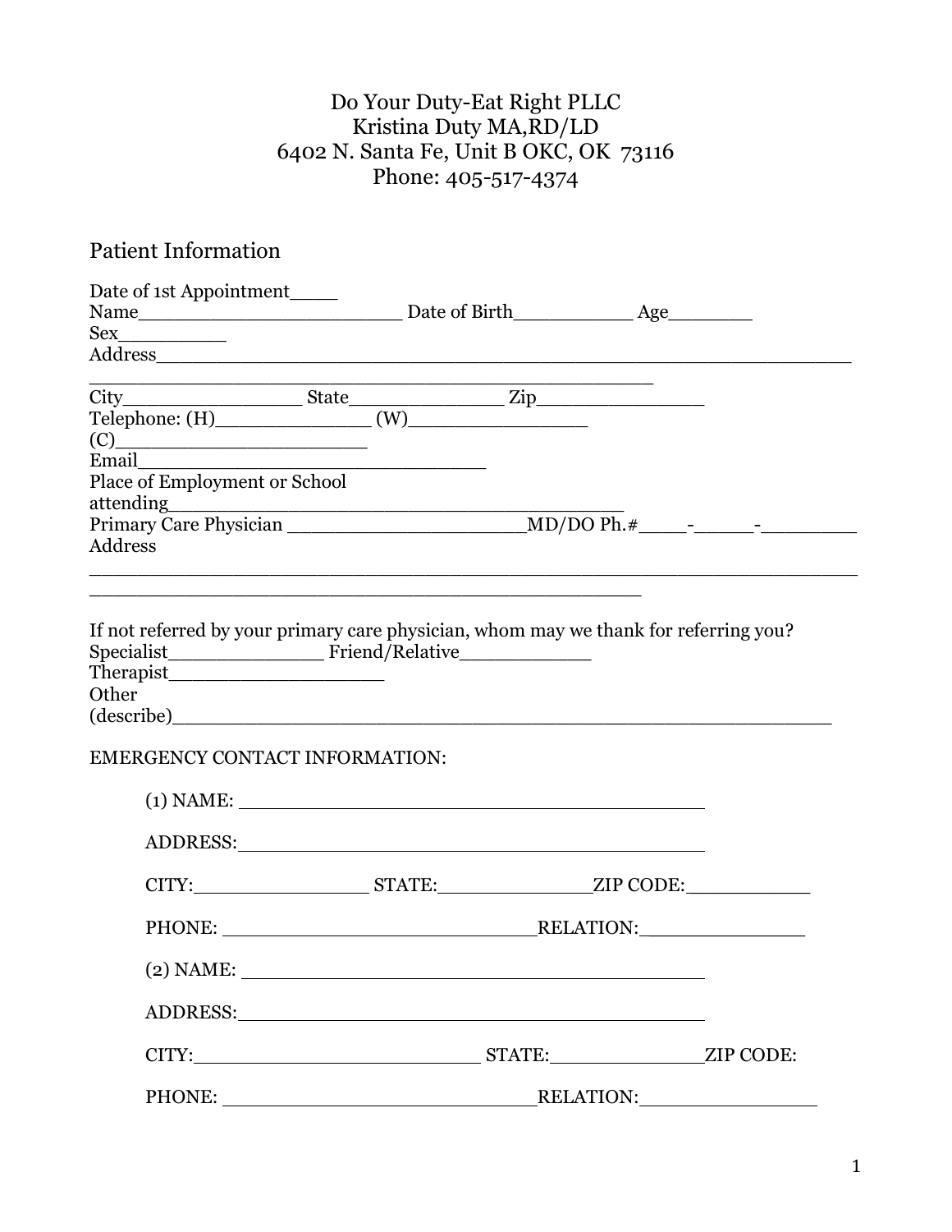# Do Your Duty-Eat Right PLLC
Kristina Duty MA,RD/LD
6402 N. Santa Fe, Unit B OKC, OK 73116
Phone: 405-517-4374

## Patient Information

Date of 1st Appointment____
Name______________________ Date of Birth__________ Age_______
Sex_________
Address__________________________________________________________
______________________________________________
City_______________ State_____________ Zip______________
Telephone: (H)_____________ (W)_______________
(C)_____________________
Email___________________________
Place of Employment or School attending_____________________________________
Primary Care Physician ___________________MD/DO Ph.#____-_____-________
Address
_______________________________________________________________
_____________________________________________

If not referred by your primary care physician, whom may we thank for referring you?
Specialist_____________ Friend/Relative___________
Therapist__________________
Other (describe)____________________________________________________

EMERGENCY CONTACT INFORMATION:

(1) NAME: ______________________________________

ADDRESS:______________________________________

CITY:_______________ STATE:_____________ZIP CODE:___________

PHONE: ___________________________RELATION:_______________

(2) NAME: ______________________________________

ADDRESS:______________________________________

CITY:________________________ STATE:______________ZIP CODE:

PHONE: ___________________________RELATION:________________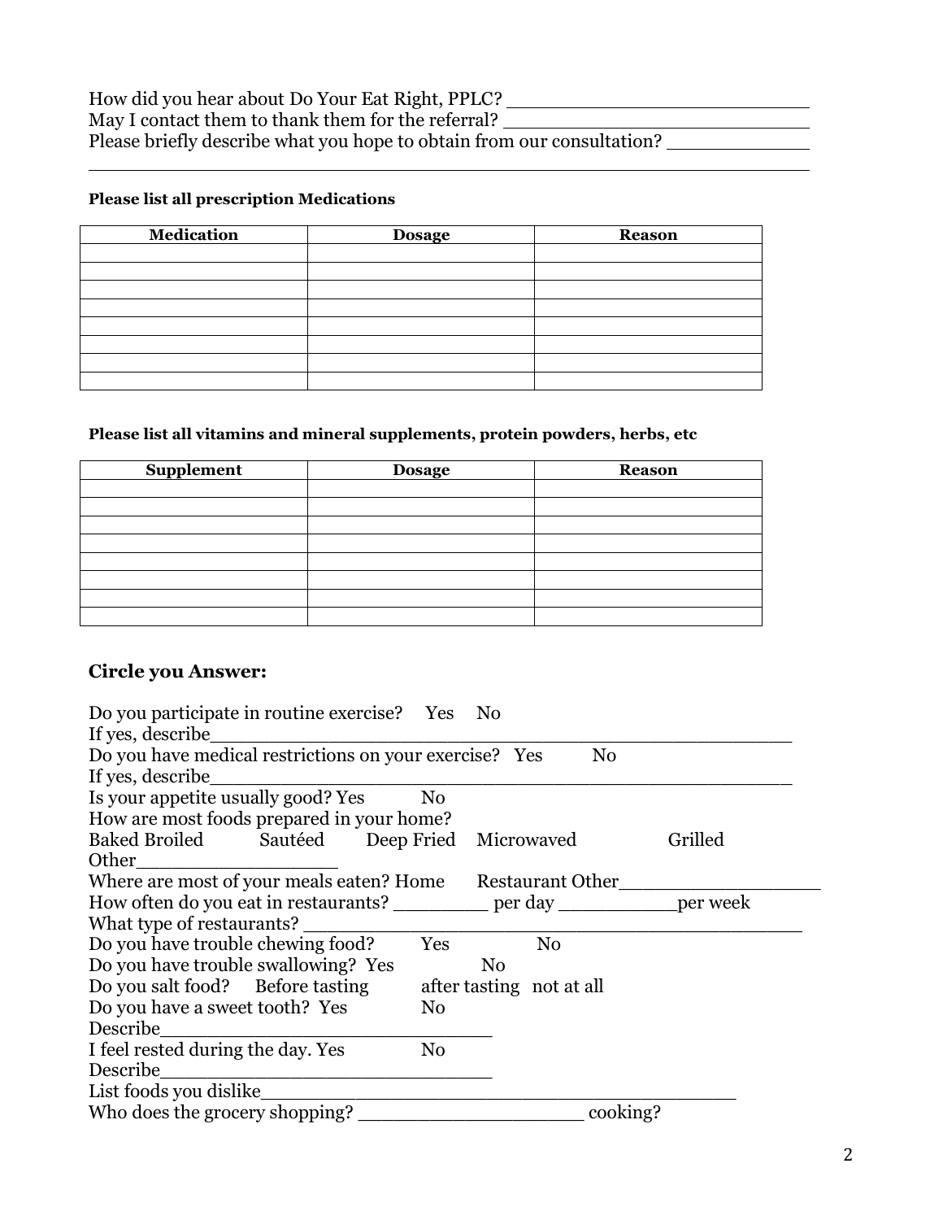How did you hear about Do Your Eat Right, PPLC? ___________________________
May I contact them to thank them for the referral? ___________________________
Please briefly describe what you hope to obtain from our consultation? _____________
____________________________________________________________________

**Please list all prescription Medications**

| Medication | Dosage | Reason |
|---|---|---|
| | | |
| | | |
| | | |
| | | |
| | | |
| | | |
| | | |
| | | |

**Please list all vitamins and mineral supplements, protein powders, herbs, etc**

| Supplement | Dosage | Reason |
|---|---|---|
| | | |
| | | |
| | | |
| | | |
| | | |
| | | |
| | | |
| | | |

## Circle you Answer:

Do you participate in routine exercise? Yes No
If yes, describe_______________________________________________________
Do you have medical restrictions on your exercise? Yes No
If yes, describe_______________________________________________________
Is your appetite usually good? Yes No
How are most foods prepared in your home?
Baked Broiled Sautéed Deep Fried Microwaved Grilled
Other_________________
Where are most of your meals eaten? Home Restaurant Other__________________
How often do you eat in restaurants? ________ per day __________per week
What type of restaurants? _____________________________________________
Do you have trouble chewing food? Yes No
Do you have trouble swallowing? Yes No
Do you salt food? Before tasting after tasting not at all
Do you have a sweet tooth? Yes No
Describe____________________________
I feel rested during the day. Yes No
Describe____________________________
List foods you dislike_________________________________________
Who does the grocery shopping? ___________________ cooking?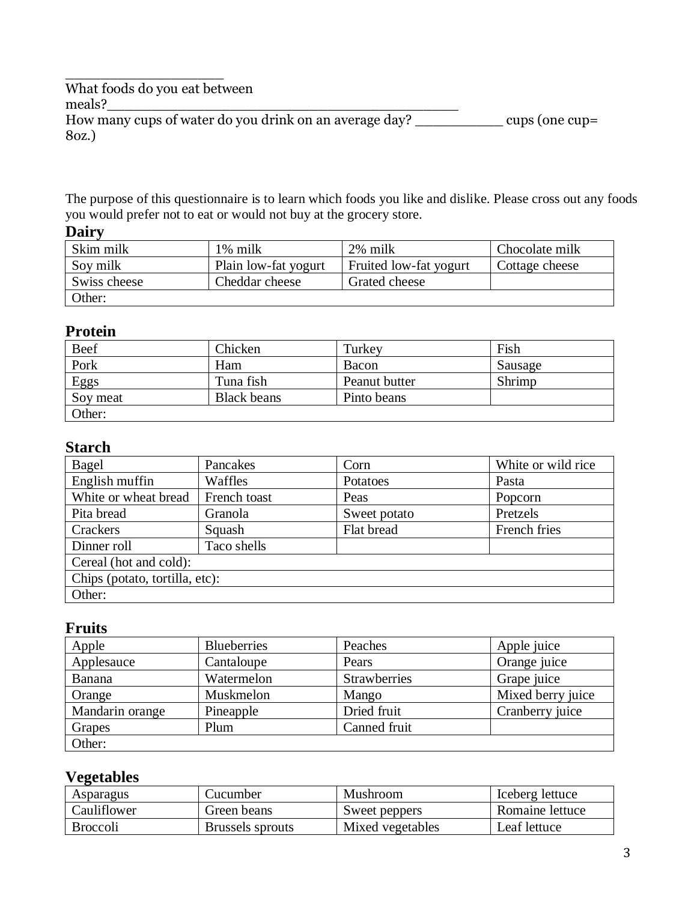____________________

What foods do you eat between meals?__________________________________________

How many cups of water do you drink on an average day? ___________ cups (one cup= 8oz.)

The purpose of this questionnaire is to learn which foods you like and dislike. Please cross out any foods you would prefer not to eat or would not buy at the grocery store.

## Dairy

| | | | |
|---|---|---|---|
| Skim milk | 1% milk | 2% milk | Chocolate milk |
| Soy milk | Plain low-fat yogurt | Fruited low-fat yogurt | Cottage cheese |
| Swiss cheese | Cheddar cheese | Grated cheese | |
| Other: | | | |

## Protein

| | | | |
|---|---|---|---|
| Beef | Chicken | Turkey | Fish |
| Pork | Ham | Bacon | Sausage |
| Eggs | Tuna fish | Peanut butter | Shrimp |
| Soy meat | Black beans | Pinto beans | |
| Other: | | | |

## Starch

| | | | |
|---|---|---|---|
| Bagel | Pancakes | Corn | White or wild rice |
| English muffin | Waffles | Potatoes | Pasta |
| White or wheat bread | French toast | Peas | Popcorn |
| Pita bread | Granola | Sweet potato | Pretzels |
| Crackers | Squash | Flat bread | French fries |
| Dinner roll | Taco shells | | |
| Cereal (hot and cold): | | | |
| Chips (potato, tortilla, etc): | | | |
| Other: | | | |

## Fruits

| | | | |
|---|---|---|---|
| Apple | Blueberries | Peaches | Apple juice |
| Applesauce | Cantaloupe | Pears | Orange juice |
| Banana | Watermelon | Strawberries | Grape juice |
| Orange | Muskmelon | Mango | Mixed berry juice |
| Mandarin orange | Pineapple | Dried fruit | Cranberry juice |
| Grapes | Plum | Canned fruit | |
| Other: | | | |

## Vegetables

| | | | |
|---|---|---|---|
| Asparagus | Cucumber | Mushroom | Iceberg lettuce |
| Cauliflower | Green beans | Sweet peppers | Romaine lettuce |
| Broccoli | Brussels sprouts | Mixed vegetables | Leaf lettuce |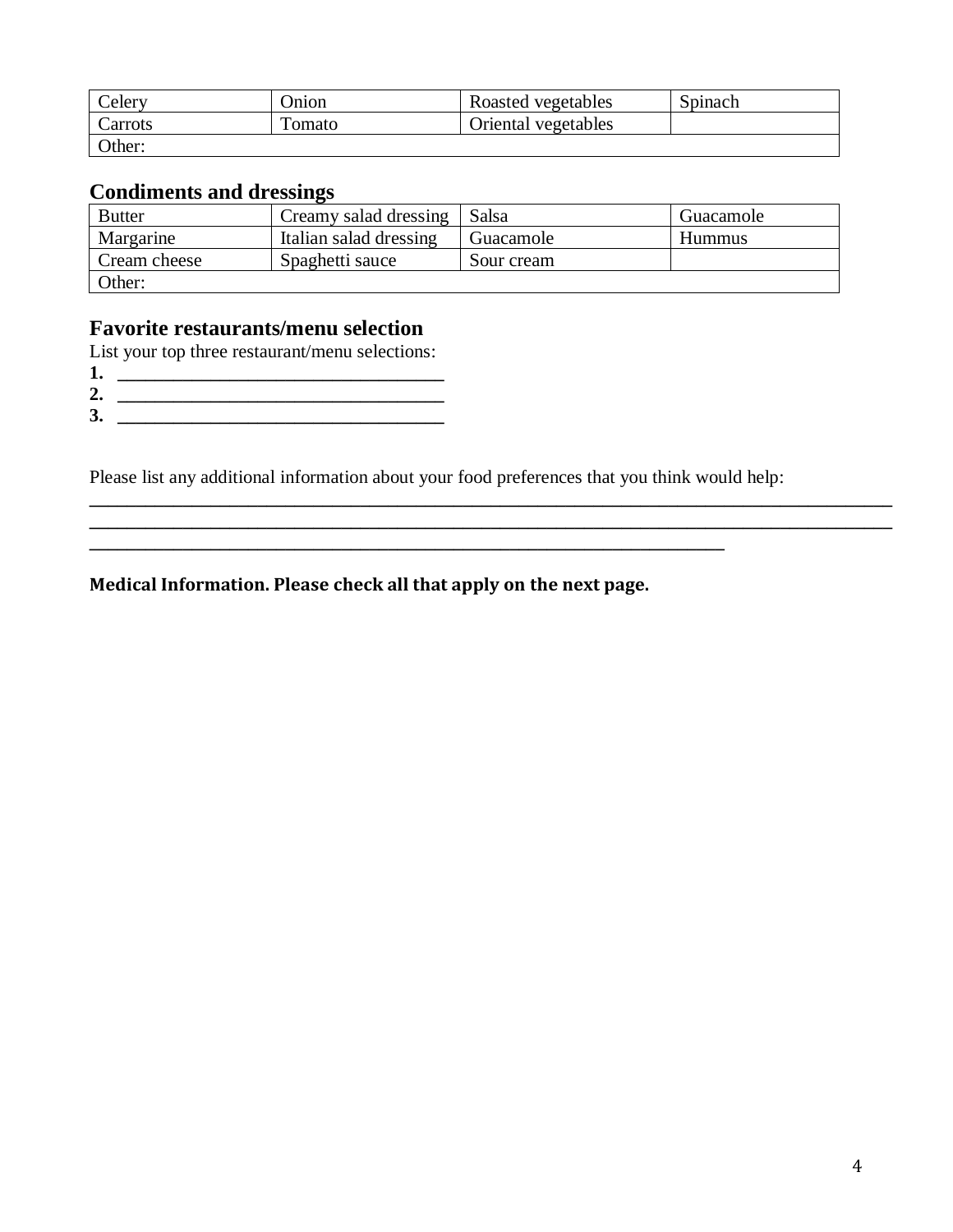| Celery | Onion | Roasted vegetables | Spinach |
|---|---|---|---|
| Carrots | Tomato | Oriental vegetables | |
| Other: | | | |

## Condiments and dressings

| Butter | Creamy salad dressing | Salsa | Guacamole |
|---|---|---|---|
| Margarine | Italian salad dressing | Guacamole | Hummus |
| Cream cheese | Spaghetti sauce | Sour cream | |
| Other: | | | |

## Favorite restaurants/menu selection

List your top three restaurant/menu selections:

1. ____________________________________
2. ____________________________________
3. ____________________________________

Please list any additional information about your food preferences that you think would help:

_______________________________________________________________________________________

_______________________________________________________________________________________

______________________________________________________________________

**Medical Information. Please check all that apply on the next page.**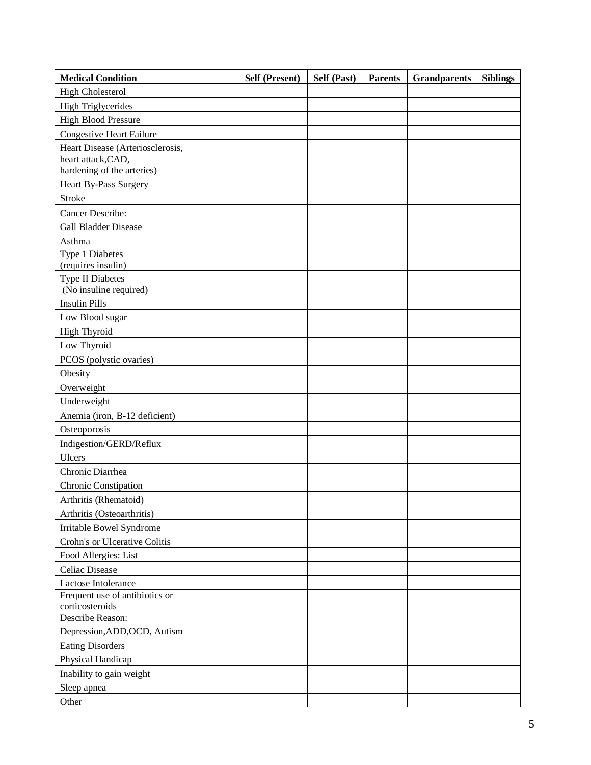| Medical Condition | Self (Present) | Self (Past) | Parents | Grandparents | Siblings |
|---|---|---|---|---|---|
| High Cholesterol | | | | | |
| High Triglycerides | | | | | |
| High Blood Pressure | | | | | |
| Congestive Heart Failure | | | | | |
| Heart Disease (Arteriosclerosis, heart attack,CAD, hardening of the arteries) | | | | | |
| Heart By-Pass Surgery | | | | | |
| Stroke | | | | | |
| Cancer Describe: | | | | | |
| Gall Bladder Disease | | | | | |
| Asthma | | | | | |
| Type 1 Diabetes (requires insulin) | | | | | |
| Type II Diabetes (No insuline required) | | | | | |
| Insulin Pills | | | | | |
| Low Blood sugar | | | | | |
| High Thyroid | | | | | |
| Low Thyroid | | | | | |
| PCOS (polystic ovaries) | | | | | |
| Obesity | | | | | |
| Overweight | | | | | |
| Underweight | | | | | |
| Anemia (iron, B-12 deficient) | | | | | |
| Osteoporosis | | | | | |
| Indigestion/GERD/Reflux | | | | | |
| Ulcers | | | | | |
| Chronic Diarrhea | | | | | |
| Chronic Constipation | | | | | |
| Arthritis (Rhematoid) | | | | | |
| Arthritis (Osteoarthritis) | | | | | |
| Irritable Bowel Syndrome | | | | | |
| Crohn's or Ulcerative Colitis | | | | | |
| Food Allergies: List | | | | | |
| Celiac Disease | | | | | |
| Lactose Intolerance | | | | | |
| Frequent use of antibiotics or corticosteroids Describe Reason: | | | | | |
| Depression,ADD,OCD, Autism | | | | | |
| Eating Disorders | | | | | |
| Physical Handicap | | | | | |
| Inability to gain weight | | | | | |
| Sleep apnea | | | | | |
| Other | | | | | |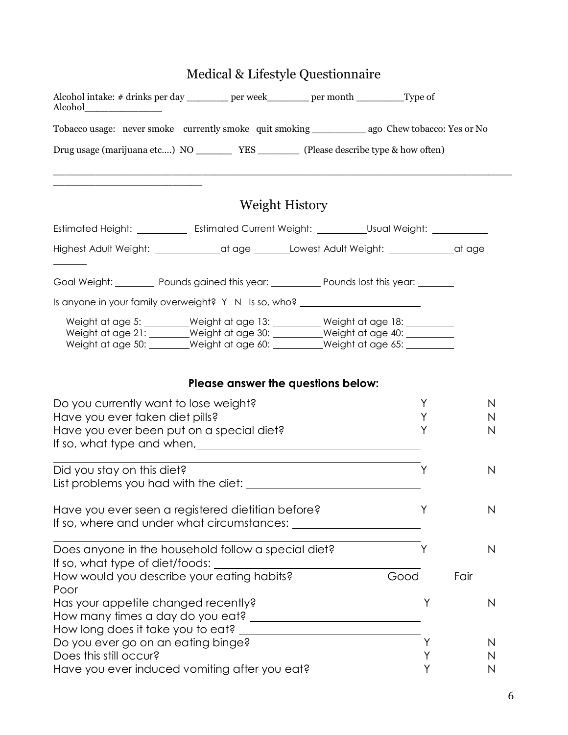# Medical & Lifestyle Questionnaire

Alcohol intake: # drinks per day _______ per week_______ per month ________Type of Alcohol______________

Tobacco usage: never smoke currently smoke quit smoking _________ ago Chew tobacco: Yes or No

Drug usage (marijuana etc….) NO _______ YES _______ (Please describe type & how often)

_______________________________________________________________________________
_________________________

# Weight History

Estimated Height: __________ Estimated Current Weight: _________Usual Weight: __________

Highest Adult Weight: ____________at age _______Lowest Adult Weight: ____________at age _______

Goal Weight: ________ Pounds gained this year: __________ Pounds lost this year: _______

Is anyone in your family overweight? Y N Is so, who? ______________________

Weight at age 5: _________Weight at age 13: _________ Weight at age 18: _________
Weight at age 21: ________Weight at age 30: __________Weight at age 40: _________
Weight at age 50: ________Weight at age 60: __________Weight at age 65: _________

**Please answer the questions below:**

Do you currently want to lose weight? Y N
Have you ever taken diet pills? Y N
Have you ever been put on a special diet? Y N
If so, what type and when,______________________________________

______________________________________________________________
Did you stay on this diet? Y N
List problems you had with the diet: ____________________________

______________________________________________________________
Have you ever seen a registered dietitian before? Y N
If so, where and under what circumstances: _____________________

______________________________________________________________
Does anyone in the household follow a special diet? Y N
If so, what type of diet/foods: ____________________________
How would you describe your eating habits? Good Fair Poor
Has your appetite changed recently? Y N
How many times a day do you eat? __________________________
How long does it take you to eat? __________________________
Do you ever go on an eating binge? Y N
Does this still occur? Y N
Have you ever induced vomiting after you eat? Y N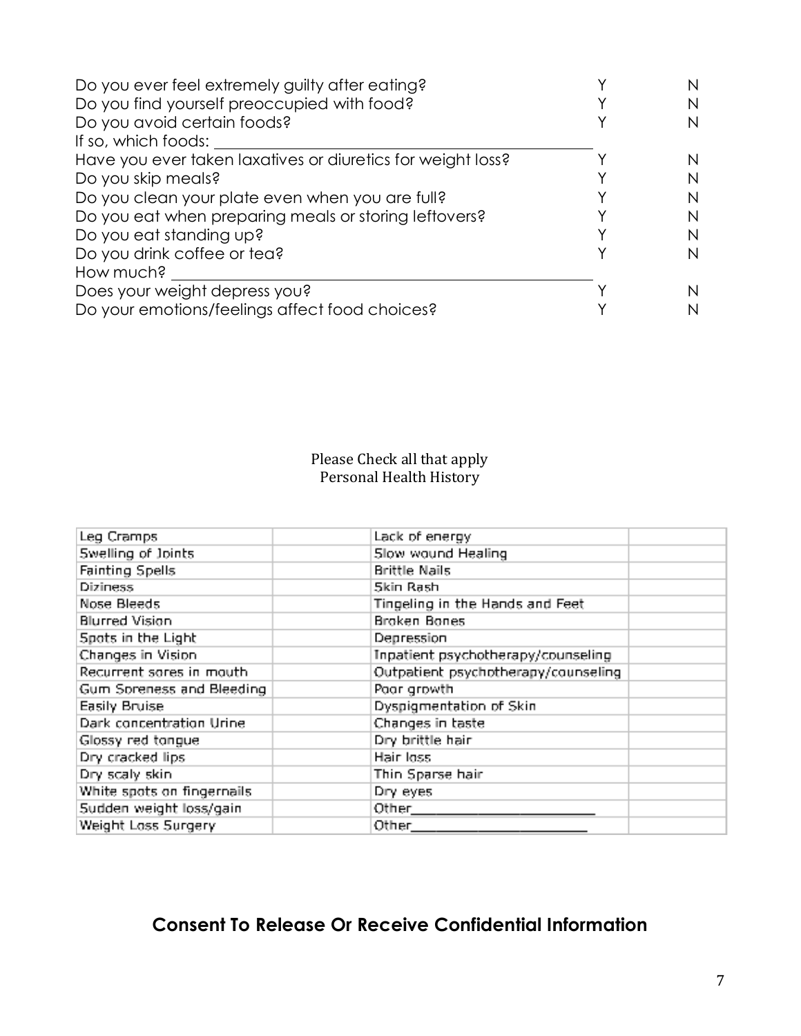| | | |
|---|---|---|
| Do you ever feel extremely guilty after eating? | Y | N |
| Do you find yourself preoccupied with food? | Y | N |
| Do you avoid certain foods? | Y | N |
| If so, which foods: ______________________ | | |
| Have you ever taken laxatives or diuretics for weight loss? | Y | N |
| Do you skip meals? | Y | N |
| Do you clean your plate even when you are full? | Y | N |
| Do you eat when preparing meals or storing leftovers? | Y | N |
| Do you eat standing up? | Y | N |
| Do you drink coffee or tea? | Y | N |
| How much? ______________________ | | |
| Does your weight depress you? | Y | N |
| Do your emotions/feelings affect food choices? | Y | N |

Please Check all that apply
Personal Health History

| | | | |
|---|---|---|---|
| Leg Cramps | | Lack of energy | |
| Swelling of Joints | | Slow wound Healing | |
| Fainting Spells | | Brittle Nails | |
| Diziness | | Skin Rash | |
| Nose Bleeds | | Tingeling in the Hands and Feet | |
| Blurred Vision | | Broken Bones | |
| Spots in the Light | | Depression | |
| Changes in Vision | | Inpatient psychotherapy/counseling | |
| Recurrent sores in mouth | | Outpatient psychotherapy/counseling | |
| Gum Soreness and Bleeding | | Poor growth | |
| Easily Bruise | | Dyspigmentation of Skin | |
| Dark concentration Urine | | Changes in taste | |
| Glossy red tongue | | Dry brittle hair | |
| Dry cracked lips | | Hair loss | |
| Dry scaly skin | | Thin Sparse hair | |
| White spots on fingernails | | Dry eyes | |
| Sudden weight loss/gain | | Other______________________ | |
| Weight Loss Surgery | | Other______________________ | |

## Consent To Release Or Receive Confidential Information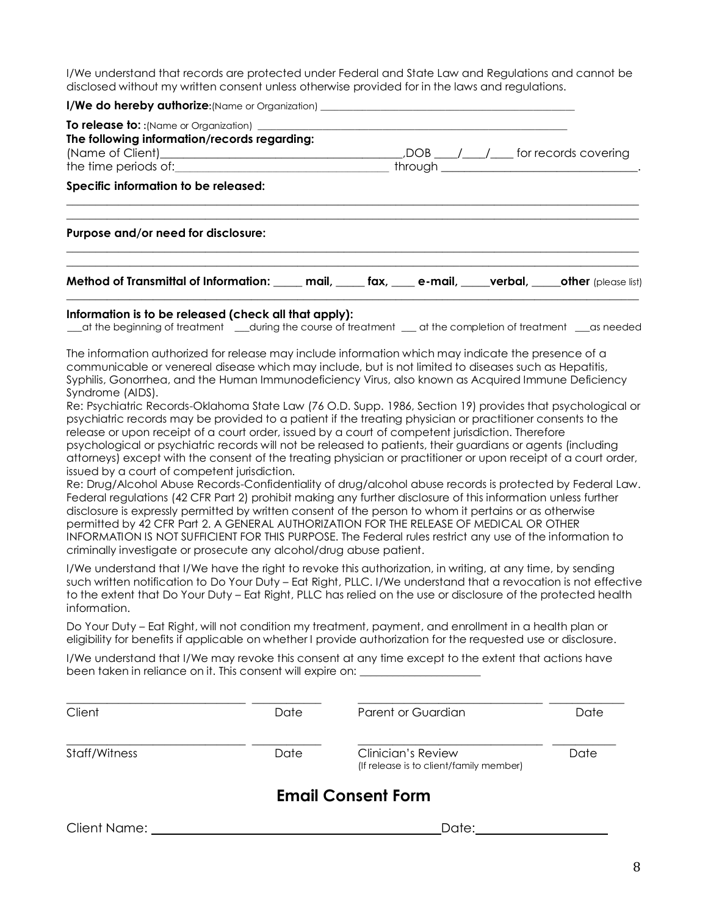I/We understand that records are protected under Federal and State Law and Regulations and cannot be disclosed without my written consent unless otherwise provided for in the laws and regulations.

**I/We do hereby authorize**:(Name or Organization) ___________________________________________________

**To release to:** :(Name or Organization) ___________________________________________________________

**The following information/records regarding:**

(Name of Client)________________________________________,DOB ____/____/____ for records covering the time periods of:_____________________________________ through _________________________________.

**Specific information to be released:**

_____________________________________________________________________________________________

_____________________________________________________________________________________________

**Purpose and/or need for disclosure:**

_____________________________________________________________________________________________

_____________________________________________________________________________________________

**Method of Transmittal of Information:** _____ **mail,** _____ **fax,** ____ **e-mail,** _____**verbal,** _____**other** (please list)

_____________________________________________________________________________________________

**Information is to be released (check all that apply):**

___at the beginning of treatment ___during the course of treatment ___ at the completion of treatment ___as needed

The information authorized for release may include information which may indicate the presence of a communicable or venereal disease which may include, but is not limited to diseases such as Hepatitis, Syphilis, Gonorrhea, and the Human Immunodeficiency Virus, also known as Acquired Immune Deficiency Syndrome (AIDS).

Re: Psychiatric Records-Oklahoma State Law (76 O.D. Supp. 1986, Section 19) provides that psychological or psychiatric records may be provided to a patient if the treating physician or practitioner consents to the release or upon receipt of a court order, issued by a court of competent jurisdiction. Therefore psychological or psychiatric records will not be released to patients, their guardians or agents (including attorneys) except with the consent of the treating physician or practitioner or upon receipt of a court order, issued by a court of competent jurisdiction.

Re: Drug/Alcohol Abuse Records-Confidentiality of drug/alcohol abuse records is protected by Federal Law. Federal regulations (42 CFR Part 2) prohibit making any further disclosure of this information unless further disclosure is expressly permitted by written consent of the person to whom it pertains or as otherwise permitted by 42 CFR Part 2. A GENERAL AUTHORIZATION FOR THE RELEASE OF MEDICAL OR OTHER INFORMATION IS NOT SUFFICIENT FOR THIS PURPOSE. The Federal rules restrict any use of the information to criminally investigate or prosecute any alcohol/drug abuse patient.

I/We understand that I/We have the right to revoke this authorization, in writing, at any time, by sending such written notification to Do Your Duty – Eat Right, PLLC. I/We understand that a revocation is not effective to the extent that Do Your Duty – Eat Right, PLLC has relied on the use or disclosure of the protected health information.

Do Your Duty – Eat Right, will not condition my treatment, payment, and enrollment in a health plan or eligibility for benefits if applicable on whether I provide authorization for the requested use or disclosure.

I/We understand that I/We may revoke this consent at any time except to the extent that actions have been taken in reliance on it. This consent will expire on: _____________________

| | | | |
|---|---|---|---|
| _____________________________ | ___________ | _____________________________ | ___________ |
| Client | Date | Parent or Guardian | Date |
| _____________________________ | ___________ | _____________________________ | ___________ |
| Staff/Witness | Date | Clinician's Review (If release is to client/family member) | Date |

## Email Consent Form

Client Name: ________________________________________ Date: ____________________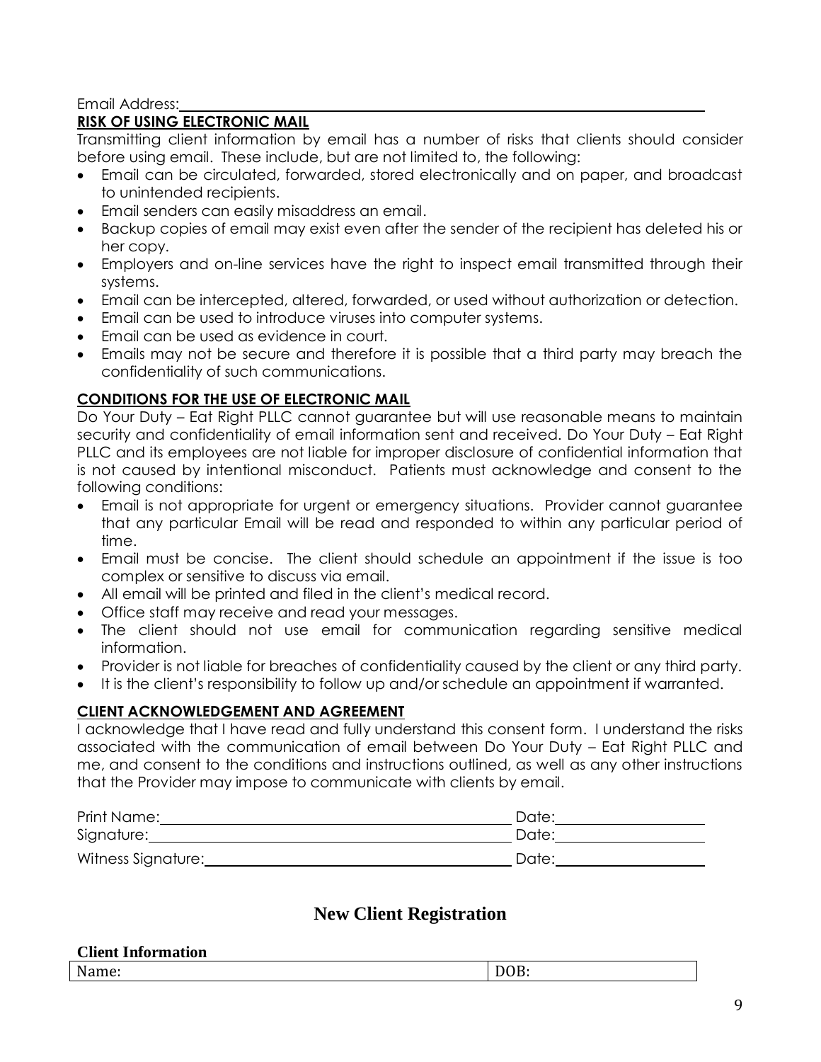Email Address:\_\_\_\_\_\_\_\_\_\_\_\_\_\_\_\_\_\_\_\_\_\_\_\_\_\_\_\_\_\_\_\_\_\_\_\_\_\_\_\_\_\_\_\_\_\_\_\_\_\_\_\_\_\_\_\_

**RISK OF USING ELECTRONIC MAIL**

Transmitting client information by email has a number of risks that clients should consider before using email. These include, but are not limited to, the following:

- Email can be circulated, forwarded, stored electronically and on paper, and broadcast to unintended recipients.
- Email senders can easily misaddress an email.
- Backup copies of email may exist even after the sender of the recipient has deleted his or her copy.
- Employers and on-line services have the right to inspect email transmitted through their systems.
- Email can be intercepted, altered, forwarded, or used without authorization or detection.
- Email can be used to introduce viruses into computer systems.
- Email can be used as evidence in court.
- Emails may not be secure and therefore it is possible that a third party may breach the confidentiality of such communications.

**CONDITIONS FOR THE USE OF ELECTRONIC MAIL**

Do Your Duty – Eat Right PLLC cannot guarantee but will use reasonable means to maintain security and confidentiality of email information sent and received. Do Your Duty – Eat Right PLLC and its employees are not liable for improper disclosure of confidential information that is not caused by intentional misconduct. Patients must acknowledge and consent to the following conditions:

- Email is not appropriate for urgent or emergency situations. Provider cannot guarantee that any particular Email will be read and responded to within any particular period of time.
- Email must be concise. The client should schedule an appointment if the issue is too complex or sensitive to discuss via email.
- All email will be printed and filed in the client's medical record.
- Office staff may receive and read your messages.
- The client should not use email for communication regarding sensitive medical information.
- Provider is not liable for breaches of confidentiality caused by the client or any third party.
- It is the client's responsibility to follow up and/or schedule an appointment if warranted.

**CLIENT ACKNOWLEDGEMENT AND AGREEMENT**

I acknowledge that I have read and fully understand this consent form. I understand the risks associated with the communication of email between Do Your Duty – Eat Right PLLC and me, and consent to the conditions and instructions outlined, as well as any other instructions that the Provider may impose to communicate with clients by email.

Print Name:\_\_\_\_\_\_\_\_\_\_\_\_\_\_\_\_\_\_\_\_\_\_\_\_\_\_\_\_\_\_\_\_\_\_\_\_\_\_ Date:\_\_\_\_\_\_\_\_\_\_\_\_\_\_\_\_

Signature:\_\_\_\_\_\_\_\_\_\_\_\_\_\_\_\_\_\_\_\_\_\_\_\_\_\_\_\_\_\_\_\_\_\_\_\_\_\_\_ Date:\_\_\_\_\_\_\_\_\_\_\_\_\_\_\_\_

Witness Signature:\_\_\_\_\_\_\_\_\_\_\_\_\_\_\_\_\_\_\_\_\_\_\_\_\_\_\_\_\_\_\_\_\_ Date:\_\_\_\_\_\_\_\_\_\_\_\_\_\_\_\_

## New Client Registration

**Client Information**

| Name: | DOB: |
| --- | --- |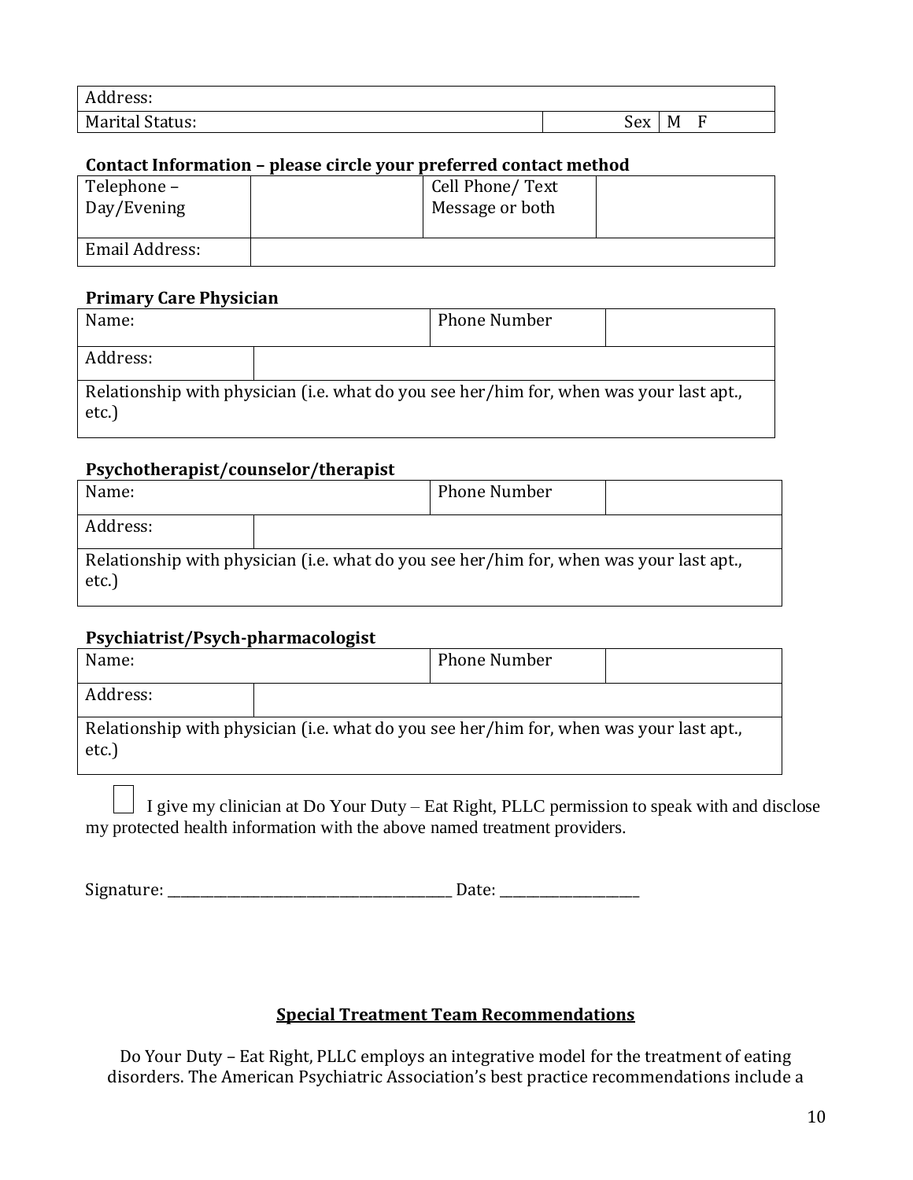| Address: | | |
|---|---|---|
| Marital Status: | Sex | M F |

**Contact Information – please circle your preferred contact method**

| Telephone – Day/Evening | | Cell Phone/ Text Message or both | |
|---|---|---|---|
| Email Address: | | | |

**Primary Care Physician**

| Name: | | Phone Number | |
|---|---|---|---|
| Address: | | | |
| Relationship with physician (i.e. what do you see her/him for, when was your last apt., etc.) | | | |

**Psychotherapist/counselor/therapist**

| Name: | | Phone Number | |
|---|---|---|---|
| Address: | | | |
| Relationship with physician (i.e. what do you see her/him for, when was your last apt., etc.) | | | |

**Psychiatrist/Psych-pharmacologist**

| Name: | | Phone Number | |
|---|---|---|---|
| Address: | | | |
| Relationship with physician (i.e. what do you see her/him for, when was your last apt., etc.) | | | |

☐ I give my clinician at Do Your Duty – Eat Right, PLLC permission to speak with and disclose my protected health information with the above named treatment providers.

Signature: ________________________________________ Date: ____________________

## Special Treatment Team Recommendations

Do Your Duty – Eat Right, PLLC employs an integrative model for the treatment of eating disorders. The American Psychiatric Association's best practice recommendations include a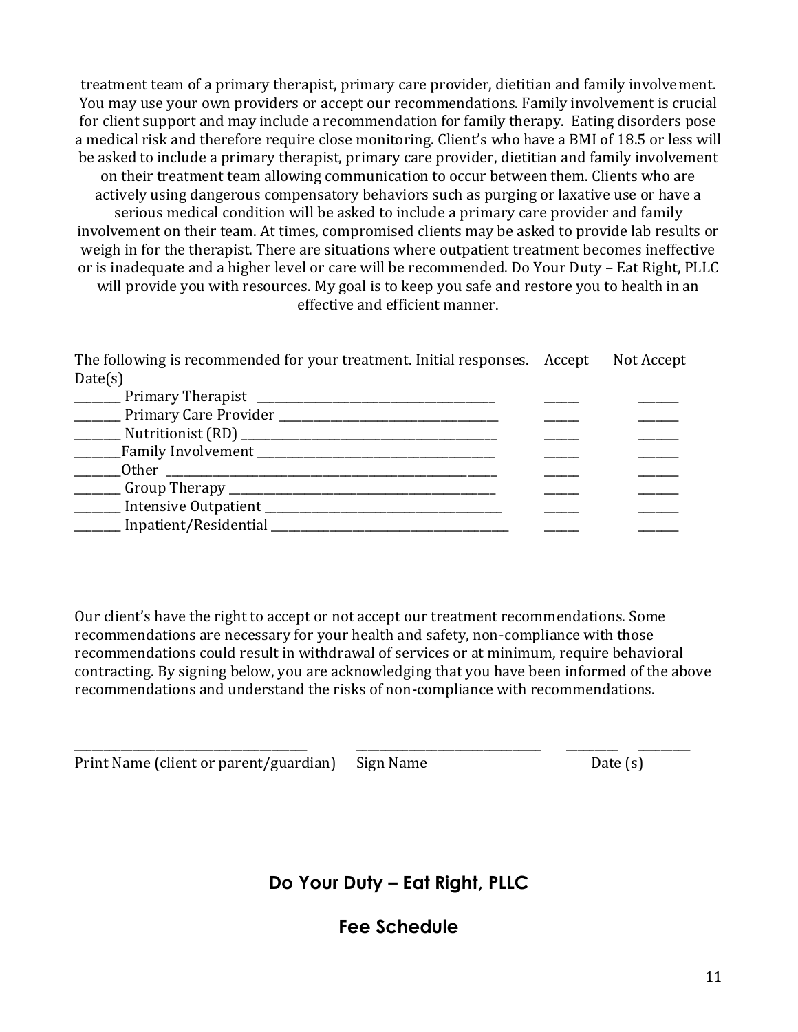treatment team of a primary therapist, primary care provider, dietitian and family involvement. You may use your own providers or accept our recommendations. Family involvement is crucial for client support and may include a recommendation for family therapy. Eating disorders pose a medical risk and therefore require close monitoring. Client's who have a BMI of 18.5 or less will be asked to include a primary therapist, primary care provider, dietitian and family involvement on their treatment team allowing communication to occur between them. Clients who are actively using dangerous compensatory behaviors such as purging or laxative use or have a serious medical condition will be asked to include a primary care provider and family involvement on their team. At times, compromised clients may be asked to provide lab results or weigh in for the therapist. There are situations where outpatient treatment becomes ineffective or is inadequate and a higher level or care will be recommended. Do Your Duty – Eat Right, PLLC will provide you with resources. My goal is to keep you safe and restore you to health in an effective and efficient manner.

| The following is recommended for your treatment. Initial responses. Date(s) | Accept | Not Accept |
|---|---|---|
| ________ Primary Therapist ________________________________________ | ______ | _______ |
| ________ Primary Care Provider ____________________________________ | ______ | _______ |
| ________ Nutritionist (RD) ___________________________________________ | ______ | _______ |
| ________Family Involvement _______________________________________ | ______ | _______ |
| ________Other __________________________________________________________ | ______ | _______ |
| ________ Group Therapy _____________________________________________ | ______ | _______ |
| ________ Intensive Outpatient ______________________________________ | ______ | _______ |
| ________ Inpatient/Residential ______________________________________ | ______ | _______ |

Our client's have the right to accept or not accept our treatment recommendations. Some recommendations are necessary for your health and safety, non-compliance with those recommendations could result in withdrawal of services or at minimum, require behavioral contracting. By signing below, you are acknowledging that you have been informed of the above recommendations and understand the risks of non-compliance with recommendations.

_________________________________________ ________________________________ _________ _________

Print Name (client or parent/guardian) Sign Name Date (s)

## Do Your Duty – Eat Right, PLLC

## Fee Schedule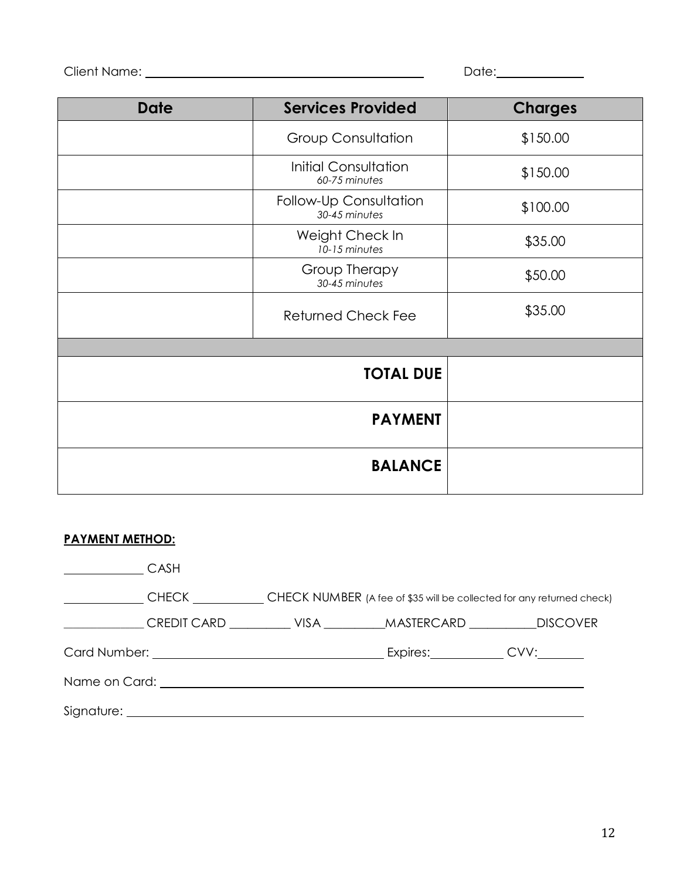Client Name: ______________________________ Date: __________

| Date | Services Provided | Charges |
|---|---|---|
| | Group Consultation | $150.00 |
| | Initial Consultation *60-75 minutes* | $150.00 |
| | Follow-Up Consultation *30-45 minutes* | $100.00 |
| | Weight Check In *10-15 minutes* | $35.00 |
| | Group Therapy *30-45 minutes* | $50.00 |
| | Returned Check Fee | $35.00 |
| | | |
| | **TOTAL DUE** | |
| | **PAYMENT** | |
| | **BALANCE** | |

**PAYMENT METHOD:**

__________ CASH

__________ CHECK __________ CHECK NUMBER (A fee of $35 will be collected for any returned check)

__________ CREDIT CARD __________ VISA __________ MASTERCARD __________ DISCOVER

Card Number: ______________________________ Expires: __________ CVV: _______

Name on Card: ______________________________

Signature: ______________________________